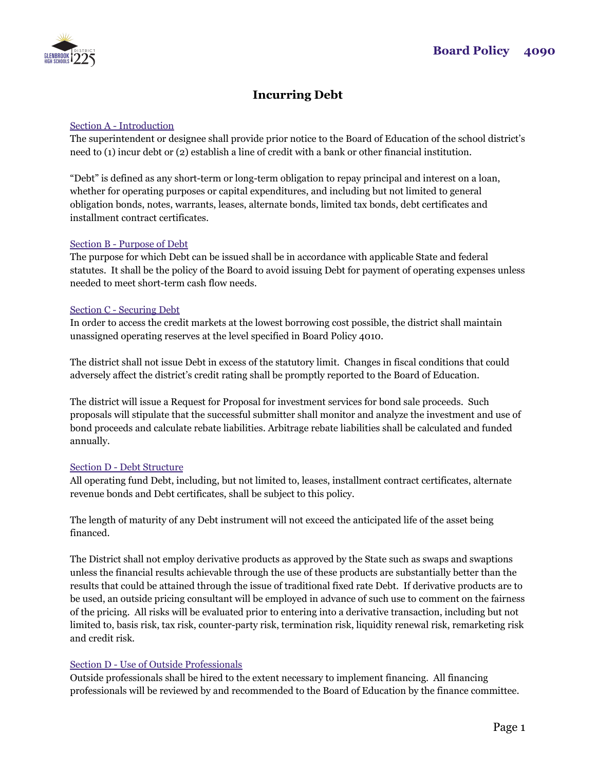# Board Policy 4090

## Incurring Debt

### Section A - Introduction

The superintendent or designee shall provide prior notice to the Board of Education of the school district's need to (1) incur debt or (2) establish a line of credit with a bank or other financial institution.

"Debt" is defined as any short-term or long-term obligation to repay principal and interest on a loan, whether for operating purposes or capital expenditures, and including but not limited to general obligation bonds, notes, warrants, leases, alternate bonds, limited tax bonds, debt certificates and installment contract certificates.

### Section B - Purpose of Debt

The purpose for which Debt can be issued shall be in accordance with applicable State and federal statutes. It shall be the policy of the Board to avoid issuing Debt for payment of operating expenses unless needed to meet short-term cash flow needs.

### Section C - Securing Debt

In order to access the credit markets at the lowest borrowing cost possible, the district shall maintain unassigned operating reserves at the level specified in Board Policy 4010.

The district shall not issue Debt in excess of the statutory limit. Changes in fiscal conditions that could adversely affect the district's credit rating shall be promptly reported to the Board of Education.

The district will issue a Request for Proposal for investment services for bond sale proceeds. Such proposals will stipulate that the successful submitter shall monitor and analyze the investment and use of bond proceeds and calculate rebate liabilities. Arbitrage rebate liabilities shall be calculated and funded annually.

### Section D - Debt Structure

All operating fund Debt, including, but not limited to, leases, installment contract certificates, alternate revenue bonds and Debt certificates, shall be subject to this policy.

The length of maturity of any Debt instrument will not exceed the anticipated life of the asset being financed.

The District shall not employ derivative products as approved by the State such as swaps and swaptions unless the financial results achievable through the use of these products are substantially better than the results that could be attained through the issue of traditional fixed rate Debt. If derivative products are to be used, an outside pricing consultant will be employed in advance of such use to comment on the fairness of the pricing. All risks will be evaluated prior to entering into a derivative transaction, including but not limited to, basis risk, tax risk, counter-party risk, termination risk, liquidity renewal risk, remarketing risk and credit risk.

### Section D - Use of Outside Professionals

Outside professionals shall be hired to the extent necessary to implement financing. All financing professionals will be reviewed by and recommended to the Board of Education by the finance committee.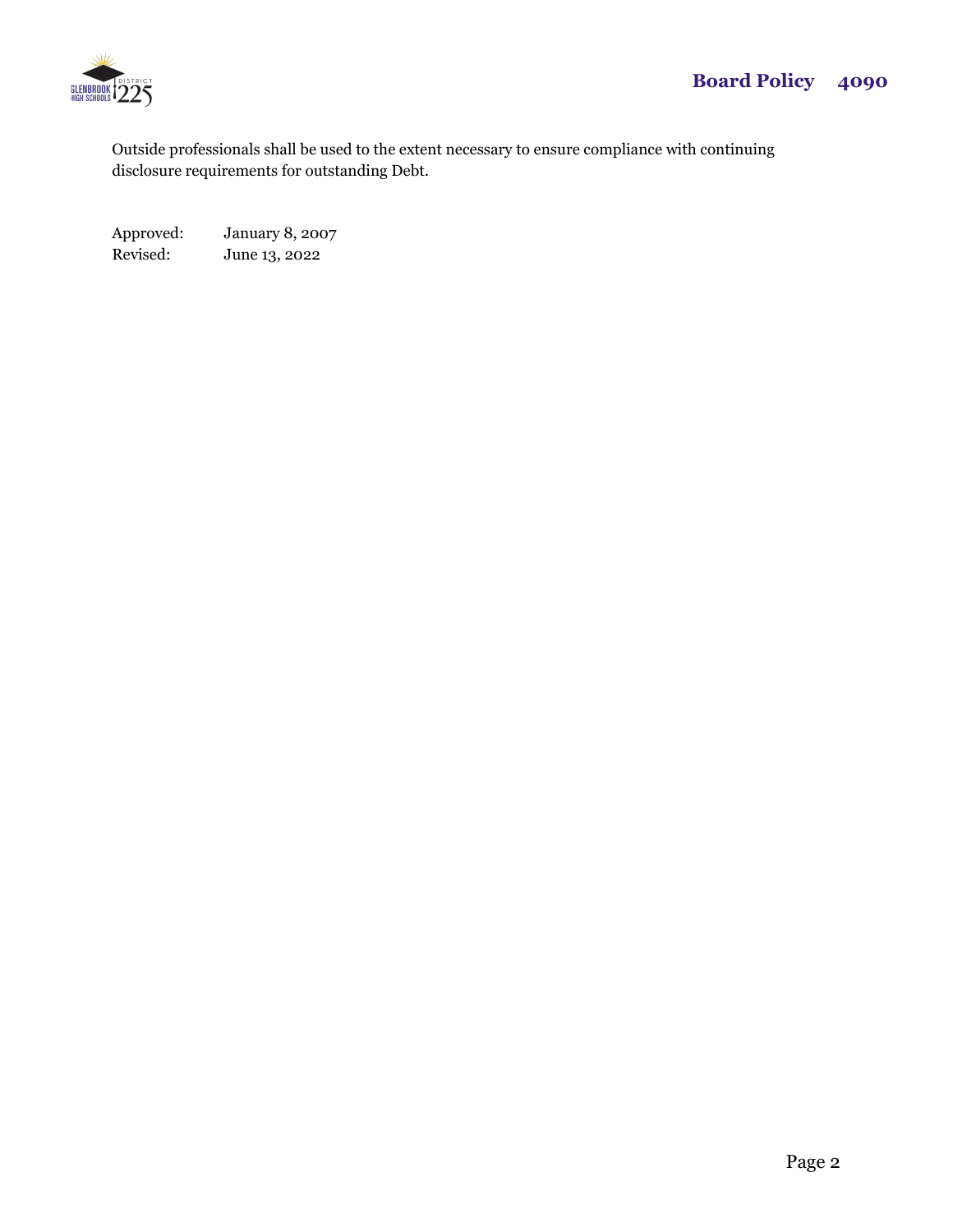Outside professionals shall be used to the extent necessary to ensure compliance with continuing disclosure requirements for outstanding Debt.

Approved: January 8, 2007
Revised: June 13, 2022